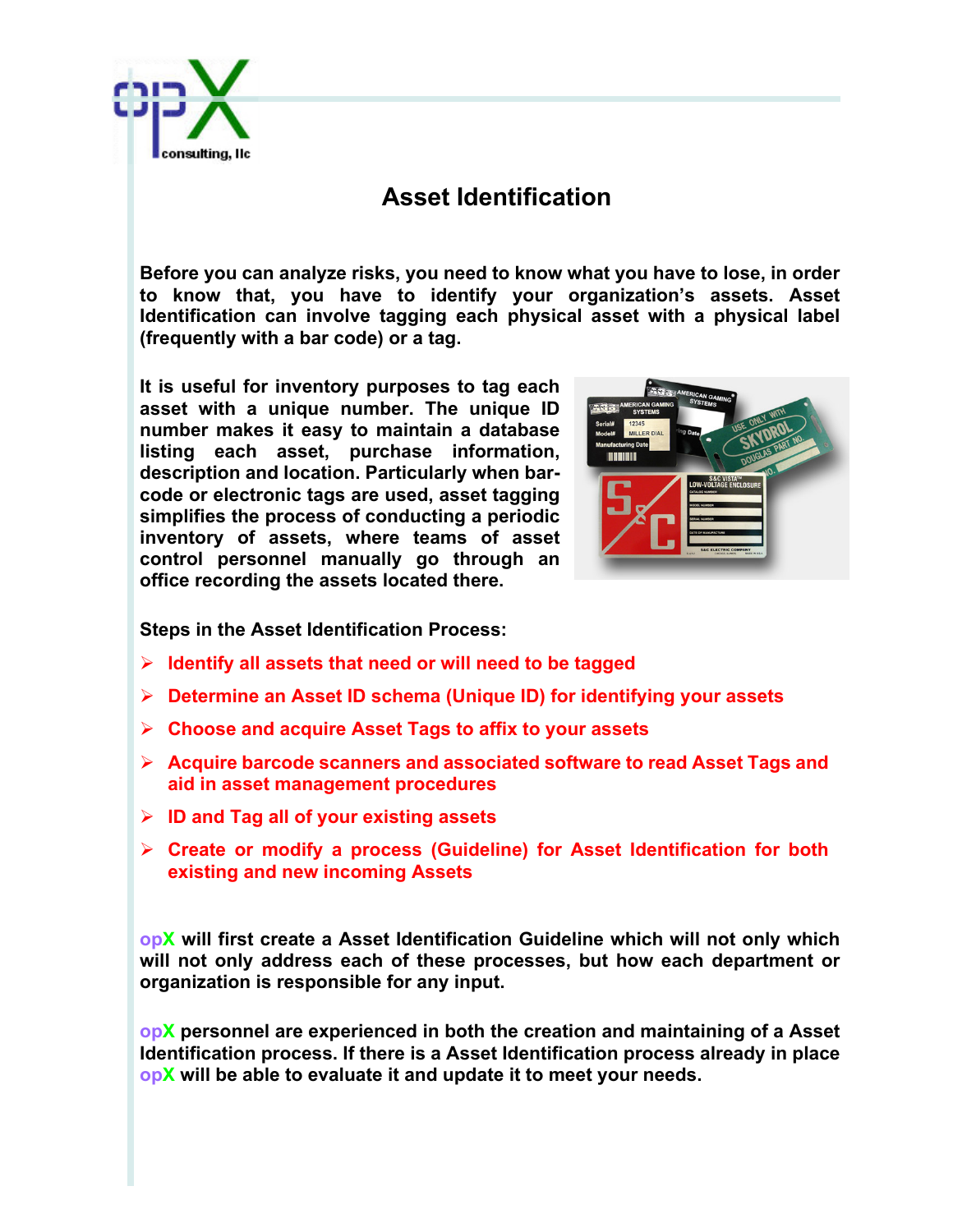# Asset Identification

**Before you can analyze risks, you need to know what you have to lose, in order to know that, you have to identify your organization's assets. Asset Identification can involve tagging each physical asset with a physical label (frequently with a bar code) or a tag.**

**It is useful for inventory purposes to tag each asset with a unique number. The unique ID number makes it easy to maintain a database listing each asset, purchase information, description and location. Particularly when bar-code or electronic tags are used, asset tagging simplifies the process of conducting a periodic inventory of assets, where teams of asset control personnel manually go through an office recording the assets located there.**

**Steps in the Asset Identification Process:**

- **Identify all assets that need or will need to be tagged**
- **Determine an Asset ID schema (Unique ID) for identifying your assets**
- **Choose and acquire Asset Tags to affix to your assets**
- **Acquire barcode scanners and associated software to read Asset Tags and aid in asset management procedures**
- **ID and Tag all of your existing assets**
- **Create or modify a process (Guideline) for Asset Identification for both existing and new incoming Assets**

**opX will first create a Asset Identification Guideline which will not only which will not only address each of these processes, but how each department or organization is responsible for any input.**

**opX personnel are experienced in both the creation and maintaining of a Asset Identification process. If there is a Asset Identification process already in place opX will be able to evaluate it and update it to meet your needs.**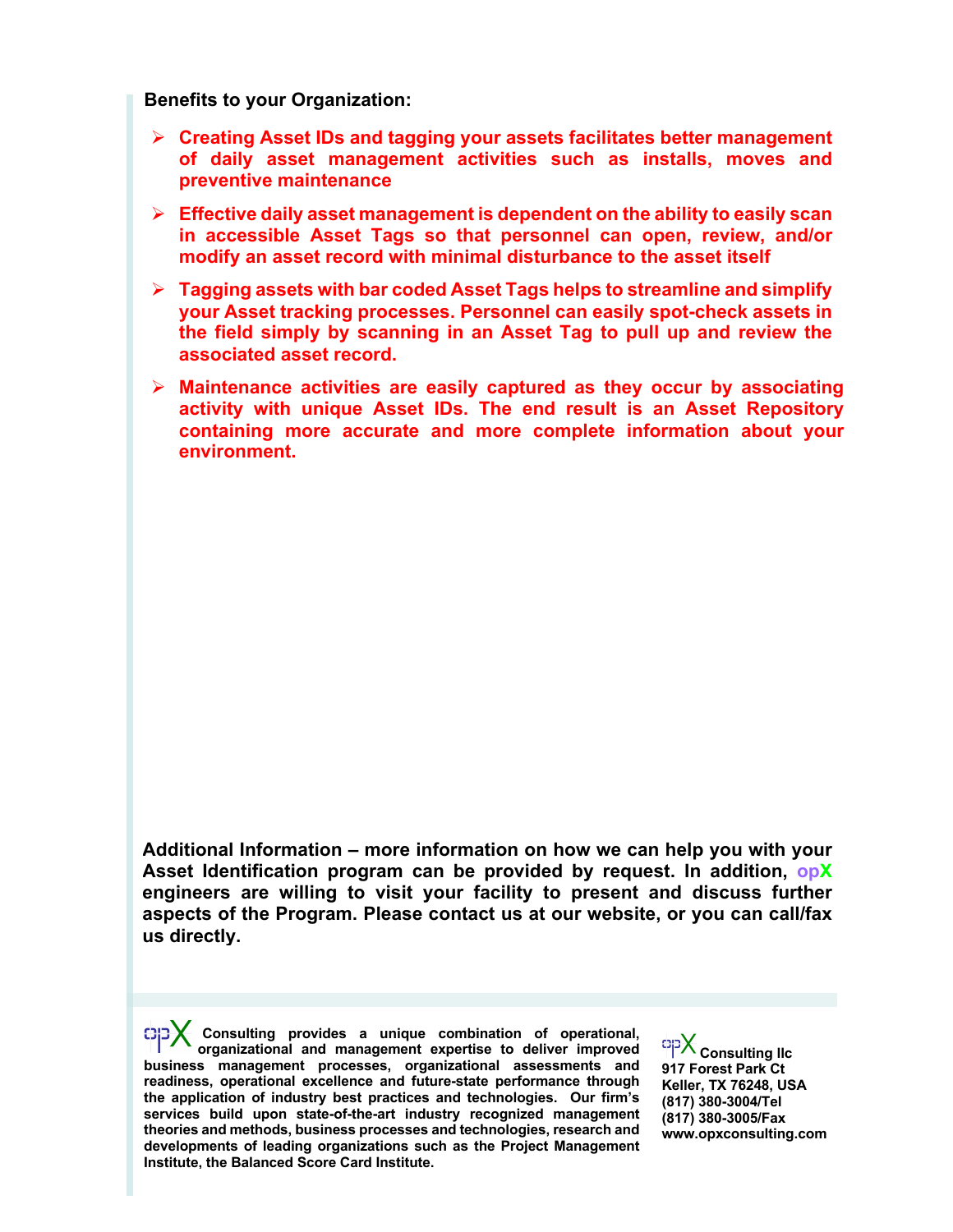**Benefits to your Organization:**

- **Creating Asset IDs and tagging your assets facilitates better management of daily asset management activities such as installs, moves and preventive maintenance**
- **Effective daily asset management is dependent on the ability to easily scan in accessible Asset Tags so that personnel can open, review, and/or modify an asset record with minimal disturbance to the asset itself**
- **Tagging assets with bar coded Asset Tags helps to streamline and simplify your Asset tracking processes. Personnel can easily spot-check assets in the field simply by scanning in an Asset Tag to pull up and review the associated asset record.**
- **Maintenance activities are easily captured as they occur by associating activity with unique Asset IDs. The end result is an Asset Repository containing more accurate and more complete information about your environment.**

**Additional Information – more information on how we can help you with your Asset Identification program can be provided by request. In addition, opX engineers are willing to visit your facility to present and discuss further aspects of the Program. Please contact us at our website, or you can call/fax us directly.**

**opX Consulting provides a unique combination of operational, organizational and management expertise to deliver improved business management processes, organizational assessments and readiness, operational excellence and future-state performance through the application of industry best practices and technologies. Our firm's services build upon state-of-the-art industry recognized management theories and methods, business processes and technologies, research and developments of leading organizations such as the Project Management Institute, the Balanced Score Card Institute.**

**opX Consulting llc**
**917 Forest Park Ct**
**Keller, TX 76248, USA**
**(817) 380-3004/Tel**
**(817) 380-3005/Fax**
**www.opxconsulting.com**